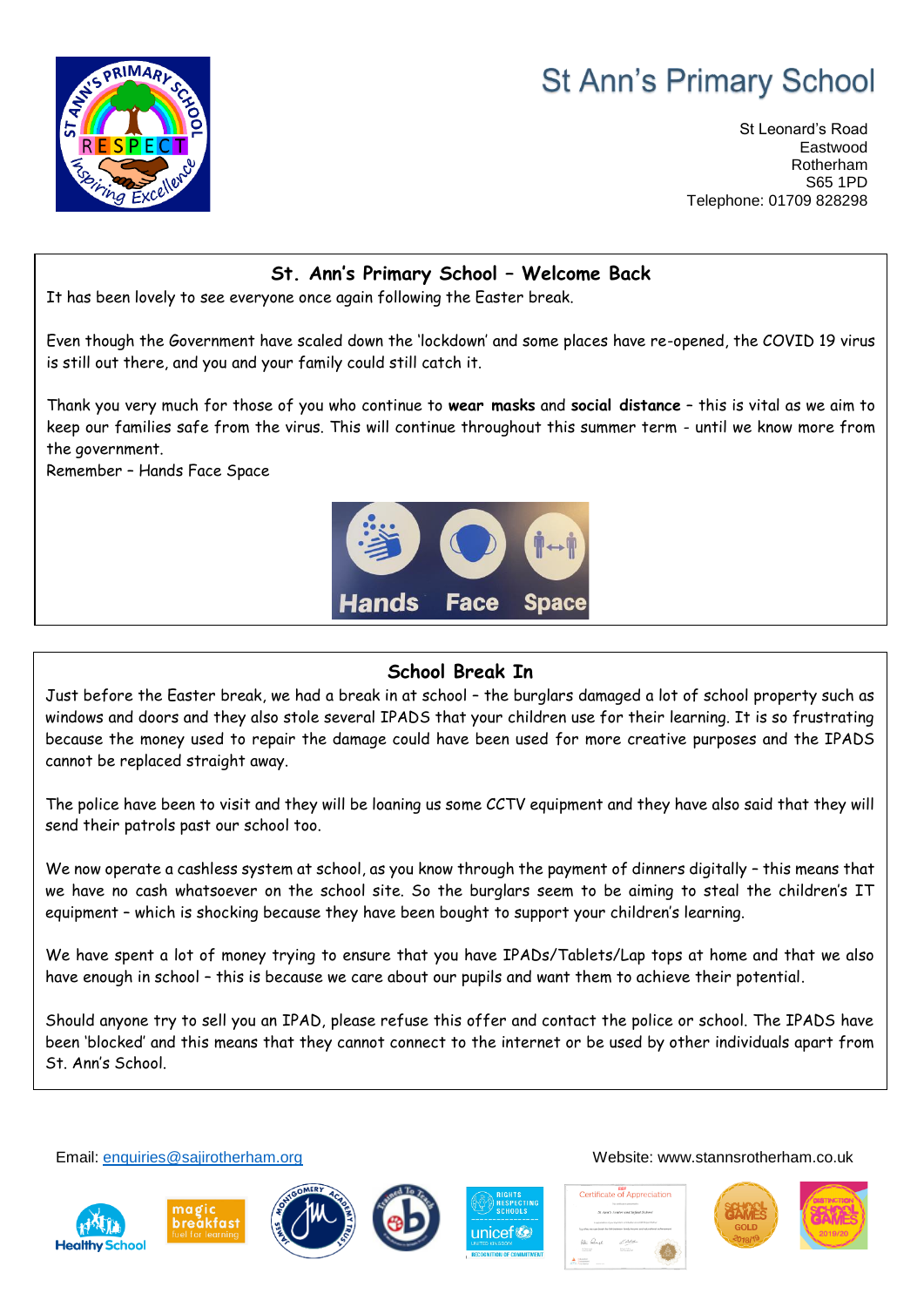# St Ann's Primary School

St Leonard's Road
Eastwood
Rotherham
S65 1PD
Telephone: 01709 828298

## St. Ann's Primary School – Welcome Back

It has been lovely to see everyone once again following the Easter break.

Even though the Government have scaled down the 'lockdown' and some places have re-opened, the COVID 19 virus is still out there, and you and your family could still catch it.

Thank you very much for those of you who continue to **wear masks** and **social distance** – this is vital as we aim to keep our families safe from the virus. This will continue throughout this summer term - until we know more from the government.

Remember – Hands Face Space

Hands Face Space

## School Break In

Just before the Easter break, we had a break in at school – the burglars damaged a lot of school property such as windows and doors and they also stole several IPADS that your children use for their learning. It is so frustrating because the money used to repair the damage could have been used for more creative purposes and the IPADS cannot be replaced straight away.

The police have been to visit and they will be loaning us some CCTV equipment and they have also said that they will send their patrols past our school too.

We now operate a cashless system at school, as you know through the payment of dinners digitally – this means that we have no cash whatsoever on the school site. So the burglars seem to be aiming to steal the children's IT equipment – which is shocking because they have been bought to support your children's learning.

We have spent a lot of money trying to ensure that you have IPADs/Tablets/Lap tops at home and that we also have enough in school – this is because we care about our pupils and want them to achieve their potential.

Should anyone try to sell you an IPAD, please refuse this offer and contact the police or school. The IPADS have been 'blocked' and this means that they cannot connect to the internet or be used by other individuals apart from St. Ann's School.

Email: enquiries@sajirotherham.org

Website: www.stannsrotherham.co.uk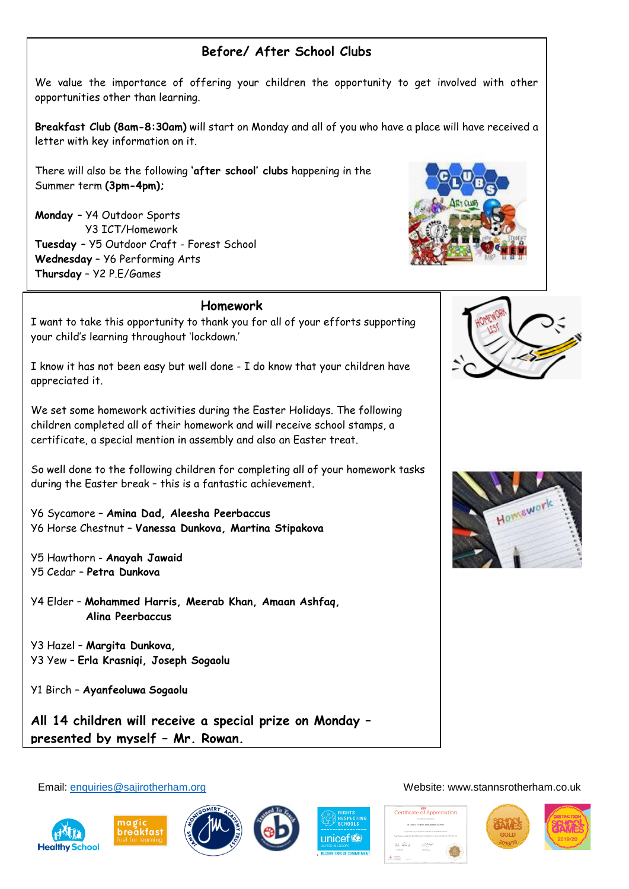## Before/ After School Clubs

We value the importance of offering your children the opportunity to get involved with other opportunities other than learning.

**Breakfast Club (8am-8:30am)** will start on Monday and all of you who have a place will have received a letter with key information on it.

There will also be the following **'after school' clubs** happening in the Summer term **(3pm-4pm);**

**Monday** – Y4 Outdoor Sports
Y3 ICT/Homework
**Tuesday** – Y5 Outdoor Craft - Forest School
**Wednesday** – Y6 Performing Arts
**Thursday** – Y2 P.E/Games

## Homework

I want to take this opportunity to thank you for all of your efforts supporting your child's learning throughout 'lockdown.'

I know it has not been easy but well done - I do know that your children have appreciated it.

We set some homework activities during the Easter Holidays. The following children completed all of their homework and will receive school stamps, a certificate, a special mention in assembly and also an Easter treat.

So well done to the following children for completing all of your homework tasks during the Easter break – this is a fantastic achievement.

Y6 Sycamore – **Amina Dad, Aleesha Peerbaccus**
Y6 Horse Chestnut – **Vanessa Dunkova, Martina Stipakova**

Y5 Hawthorn - **Anayah Jawaid**
Y5 Cedar – **Petra Dunkova**

Y4 Elder – **Mohammed Harris, Meerab Khan, Amaan Ashfaq, Alina Peerbaccus**

Y3 Hazel – **Margita Dunkova,**
Y3 Yew – **Erla Krasniqi, Joseph Sogaolu**

Y1 Birch – **Ayanfeoluwa Sogaolu**

**All 14 children will receive a special prize on Monday – presented by myself – Mr. Rowan.**

Email: enquiries@sajirotherham.org Website: www.stannsrotherham.co.uk